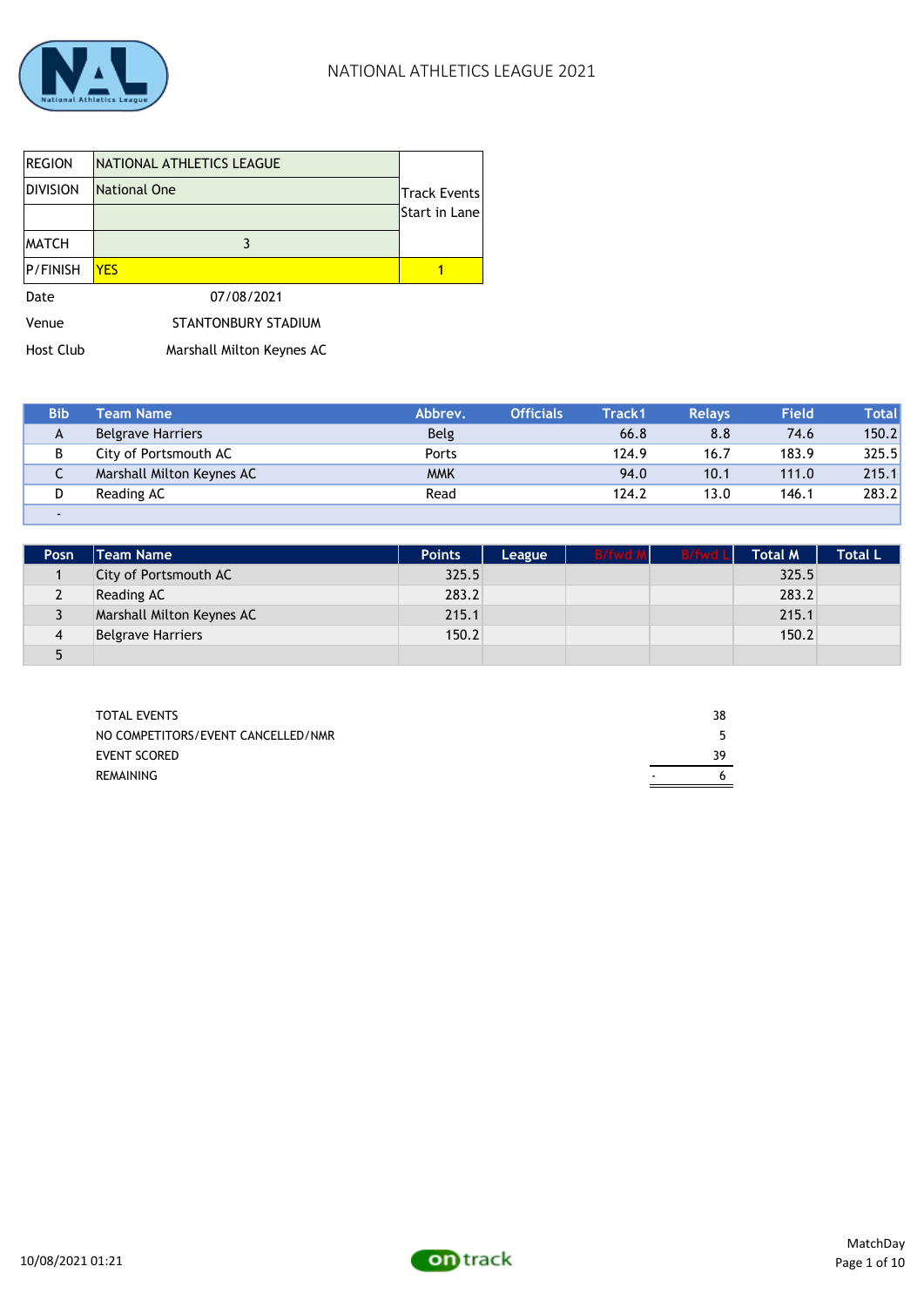# NATIONAL ATHLETICS LEAGUE 2021

| REGION | NATIONAL ATHLETICS LEAGUE | Track Events Start in Lane |
|---|---|---|
| DIVISION | National One | |
| | | |
| MATCH | 3 | |
| P/FINISH | YES | 1 |

Date 07/08/2021

Venue STANTONBURY STADIUM

Host Club Marshall Milton Keynes AC

| Bib | Team Name | Abbrev. | Officials | Track1 | Relays | Field | Total |
|---|---|---|---|---|---|---|---|
| A | Belgrave Harriers | Belg | | 66.8 | 8.8 | 74.6 | 150.2 |
| B | City of Portsmouth AC | Ports | | 124.9 | 16.7 | 183.9 | 325.5 |
| C | Marshall Milton Keynes AC | MMK | | 94.0 | 10.1 | 111.0 | 215.1 |
| D | Reading AC | Read | | 124.2 | 13.0 | 146.1 | 283.2 |
| - | | | | | | | |

| Posn | Team Name | Points | League | B/fwd M | B/fwd L | Total M | Total L |
|---|---|---|---|---|---|---|---|
| 1 | City of Portsmouth AC | 325.5 | | | | 325.5 | |
| 2 | Reading AC | 283.2 | | | | 283.2 | |
| 3 | Marshall Milton Keynes AC | 215.1 | | | | 215.1 | |
| 4 | Belgrave Harriers | 150.2 | | | | 150.2 | |
| 5 | | | | | | | |

| | |
|---|---|
| TOTAL EVENTS | 38 |
| NO COMPETITORS/EVENT CANCELLED/NMR | 5 |
| EVENT SCORED | 39 |
| REMAINING | - 6 |

10/08/2021 01:21

MatchDay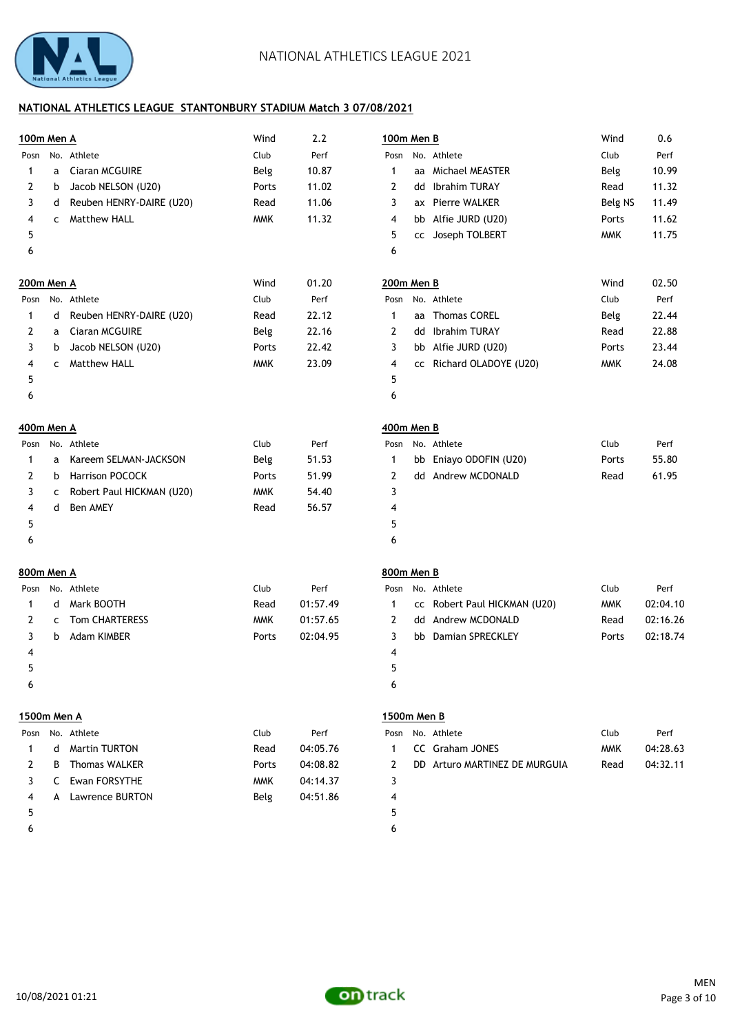## NATIONAL ATHLETICS LEAGUE STANTONBURY STADIUM Match 3 07/08/2021

### 100m Men A

Wind 2.2

| Posn | No. | Athlete | Club | Perf |
|---|---|---|---|---|
| 1 | a | Ciaran MCGUIRE | Belg | 10.87 |
| 2 | b | Jacob NELSON (U20) | Ports | 11.02 |
| 3 | d | Reuben HENRY-DAIRE (U20) | Read | 11.06 |
| 4 | c | Matthew HALL | MMK | 11.32 |
| 5 | | | | |
| 6 | | | | |

### 100m Men B

Wind 0.6

| Posn | No. | Athlete | Club | Perf |
|---|---|---|---|---|
| 1 | aa | Michael MEASTER | Belg | 10.99 |
| 2 | dd | Ibrahim TURAY | Read | 11.32 |
| 3 | ax | Pierre WALKER | Belg NS | 11.49 |
| 4 | bb | Alfie JURD (U20) | Ports | 11.62 |
| 5 | cc | Joseph TOLBERT | MMK | 11.75 |
| 6 | | | | |

### 200m Men A

Wind 01.20

| Posn | No. | Athlete | Club | Perf |
|---|---|---|---|---|
| 1 | d | Reuben HENRY-DAIRE (U20) | Read | 22.12 |
| 2 | a | Ciaran MCGUIRE | Belg | 22.16 |
| 3 | b | Jacob NELSON (U20) | Ports | 22.42 |
| 4 | c | Matthew HALL | MMK | 23.09 |
| 5 | | | | |
| 6 | | | | |

### 200m Men B

Wind 02.50

| Posn | No. | Athlete | Club | Perf |
|---|---|---|---|---|
| 1 | aa | Thomas COREL | Belg | 22.44 |
| 2 | dd | Ibrahim TURAY | Read | 22.88 |
| 3 | bb | Alfie JURD (U20) | Ports | 23.44 |
| 4 | cc | Richard OLADOYE (U20) | MMK | 24.08 |
| 5 | | | | |
| 6 | | | | |

### 400m Men A

| Posn | No. | Athlete | Club | Perf |
|---|---|---|---|---|
| 1 | a | Kareem SELMAN-JACKSON | Belg | 51.53 |
| 2 | b | Harrison POCOCK | Ports | 51.99 |
| 3 | c | Robert Paul HICKMAN (U20) | MMK | 54.40 |
| 4 | d | Ben AMEY | Read | 56.57 |
| 5 | | | | |
| 6 | | | | |

### 400m Men B

| Posn | No. | Athlete | Club | Perf |
|---|---|---|---|---|
| 1 | bb | Eniayo ODOFIN (U20) | Ports | 55.80 |
| 2 | dd | Andrew MCDONALD | Read | 61.95 |
| 3 | | | | |
| 4 | | | | |
| 5 | | | | |
| 6 | | | | |

### 800m Men A

| Posn | No. | Athlete | Club | Perf |
|---|---|---|---|---|
| 1 | d | Mark BOOTH | Read | 01:57.49 |
| 2 | c | Tom CHARTERESS | MMK | 01:57.65 |
| 3 | b | Adam KIMBER | Ports | 02:04.95 |
| 4 | | | | |
| 5 | | | | |
| 6 | | | | |

### 800m Men B

| Posn | No. | Athlete | Club | Perf |
|---|---|---|---|---|
| 1 | cc | Robert Paul HICKMAN (U20) | MMK | 02:04.10 |
| 2 | dd | Andrew MCDONALD | Read | 02:16.26 |
| 3 | bb | Damian SPRECKLEY | Ports | 02:18.74 |
| 4 | | | | |
| 5 | | | | |
| 6 | | | | |

### 1500m Men A

| Posn | No. | Athlete | Club | Perf |
|---|---|---|---|---|
| 1 | d | Martin TURTON | Read | 04:05.76 |
| 2 | B | Thomas WALKER | Ports | 04:08.82 |
| 3 | C | Ewan FORSYTHE | MMK | 04:14.37 |
| 4 | A | Lawrence BURTON | Belg | 04:51.86 |
| 5 | | | | |
| 6 | | | | |

### 1500m Men B

| Posn | No. | Athlete | Club | Perf |
|---|---|---|---|---|
| 1 | CC | Graham JONES | MMK | 04:28.63 |
| 2 | DD | Arturo MARTINEZ DE MURGUIA | Read | 04:32.11 |
| 3 | | | | |
| 4 | | | | |
| 5 | | | | |
| 6 | | | | |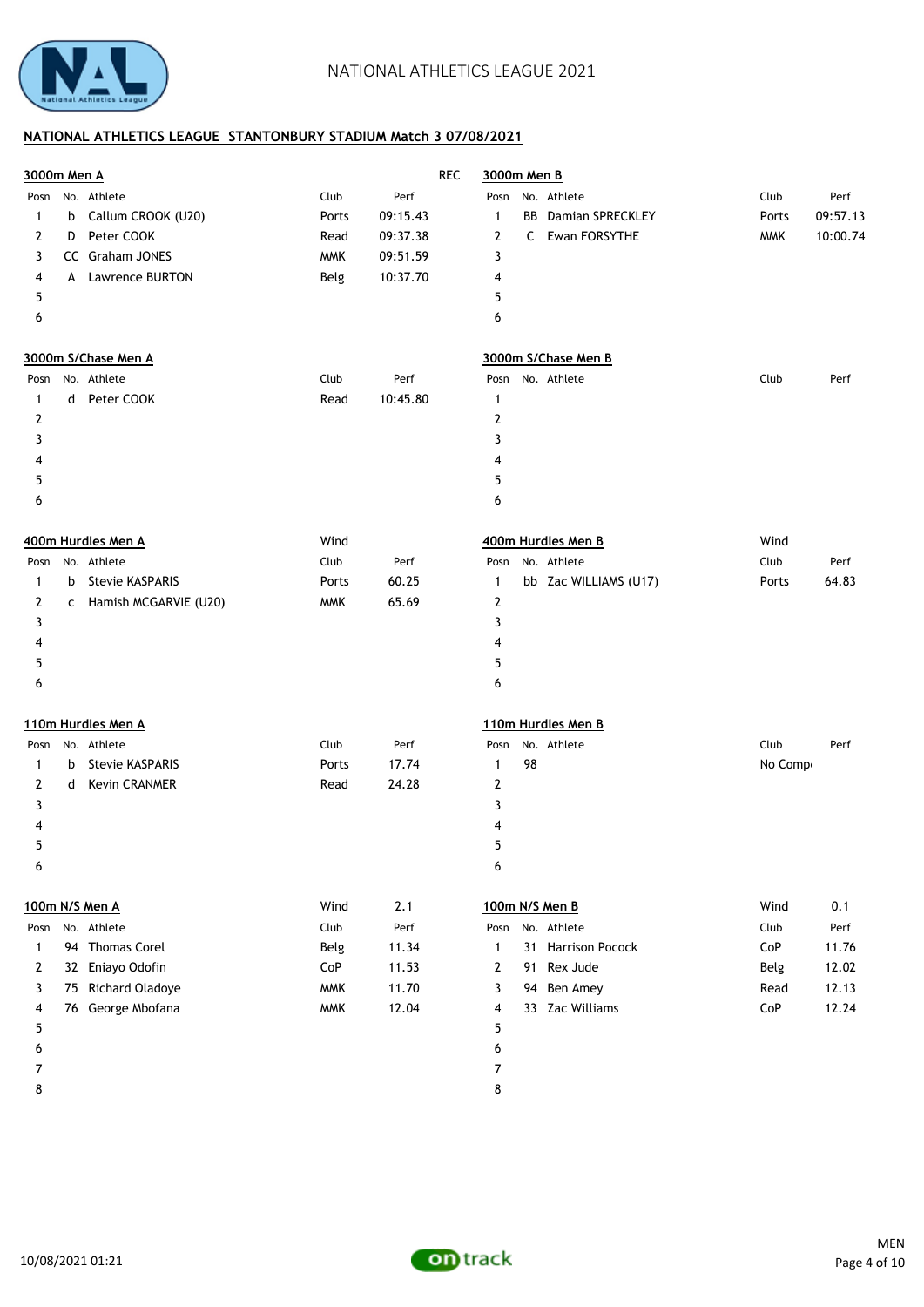# NATIONAL ATHLETICS LEAGUE 2021

## NATIONAL ATHLETICS LEAGUE STANTONBURY STADIUM Match 3 07/08/2021

### 3000m Men A

REC

| Posn | No. | Athlete | Club | Perf |
|---|---|---|---|---|
| 1 | b | Callum CROOK (U20) | Ports | 09:15.43 |
| 2 | D | Peter COOK | Read | 09:37.38 |
| 3 | CC | Graham JONES | MMK | 09:51.59 |
| 4 | A | Lawrence BURTON | Belg | 10:37.70 |
| 5 | | | | |
| 6 | | | | |

### 3000m Men B

| Posn | No. | Athlete | Club | Perf |
|---|---|---|---|---|
| 1 | BB | Damian SPRECKLEY | Ports | 09:57.13 |
| 2 | C | Ewan FORSYTHE | MMK | 10:00.74 |
| 3 | | | | |
| 4 | | | | |
| 5 | | | | |
| 6 | | | | |

### 3000m S/Chase Men A

| Posn | No. | Athlete | Club | Perf |
|---|---|---|---|---|
| 1 | d | Peter COOK | Read | 10:45.80 |
| 2 | | | | |
| 3 | | | | |
| 4 | | | | |
| 5 | | | | |
| 6 | | | | |

### 3000m S/Chase Men B

| Posn | No. | Athlete | Club | Perf |
|---|---|---|---|---|
| 1 | | | | |
| 2 | | | | |
| 3 | | | | |
| 4 | | | | |
| 5 | | | | |
| 6 | | | | |

### 400m Hurdles Men A

Wind

| Posn | No. | Athlete | Club | Perf |
|---|---|---|---|---|
| 1 | b | Stevie KASPARIS | Ports | 60.25 |
| 2 | c | Hamish MCGARVIE (U20) | MMK | 65.69 |
| 3 | | | | |
| 4 | | | | |
| 5 | | | | |
| 6 | | | | |

### 400m Hurdles Men B

Wind

| Posn | No. | Athlete | Club | Perf |
|---|---|---|---|---|
| 1 | bb | Zac WILLIAMS (U17) | Ports | 64.83 |
| 2 | | | | |
| 3 | | | | |
| 4 | | | | |
| 5 | | | | |
| 6 | | | | |

### 110m Hurdles Men A

| Posn | No. | Athlete | Club | Perf |
|---|---|---|---|---|
| 1 | b | Stevie KASPARIS | Ports | 17.74 |
| 2 | d | Kevin CRANMER | Read | 24.28 |
| 3 | | | | |
| 4 | | | | |
| 5 | | | | |
| 6 | | | | |

### 110m Hurdles Men B

| Posn | No. | Athlete | Club | Perf |
|---|---|---|---|---|
| 1 | 98 | | No Comp | |
| 2 | | | | |
| 3 | | | | |
| 4 | | | | |
| 5 | | | | |
| 6 | | | | |

### 100m N/S Men A

Wind 2.1

| Posn | No. | Athlete | Club | Perf |
|---|---|---|---|---|
| 1 | 94 | Thomas Corel | Belg | 11.34 |
| 2 | 32 | Eniayo Odofin | CoP | 11.53 |
| 3 | 75 | Richard Oladoye | MMK | 11.70 |
| 4 | 76 | George Mbofana | MMK | 12.04 |
| 5 | | | | |
| 6 | | | | |
| 7 | | | | |
| 8 | | | | |

### 100m N/S Men B

Wind 0.1

| Posn | No. | Athlete | Club | Perf |
|---|---|---|---|---|
| 1 | 31 | Harrison Pocock | CoP | 11.76 |
| 2 | 91 | Rex Jude | Belg | 12.02 |
| 3 | 94 | Ben Amey | Read | 12.13 |
| 4 | 33 | Zac Williams | CoP | 12.24 |
| 5 | | | | |
| 6 | | | | |
| 7 | | | | |
| 8 | | | | |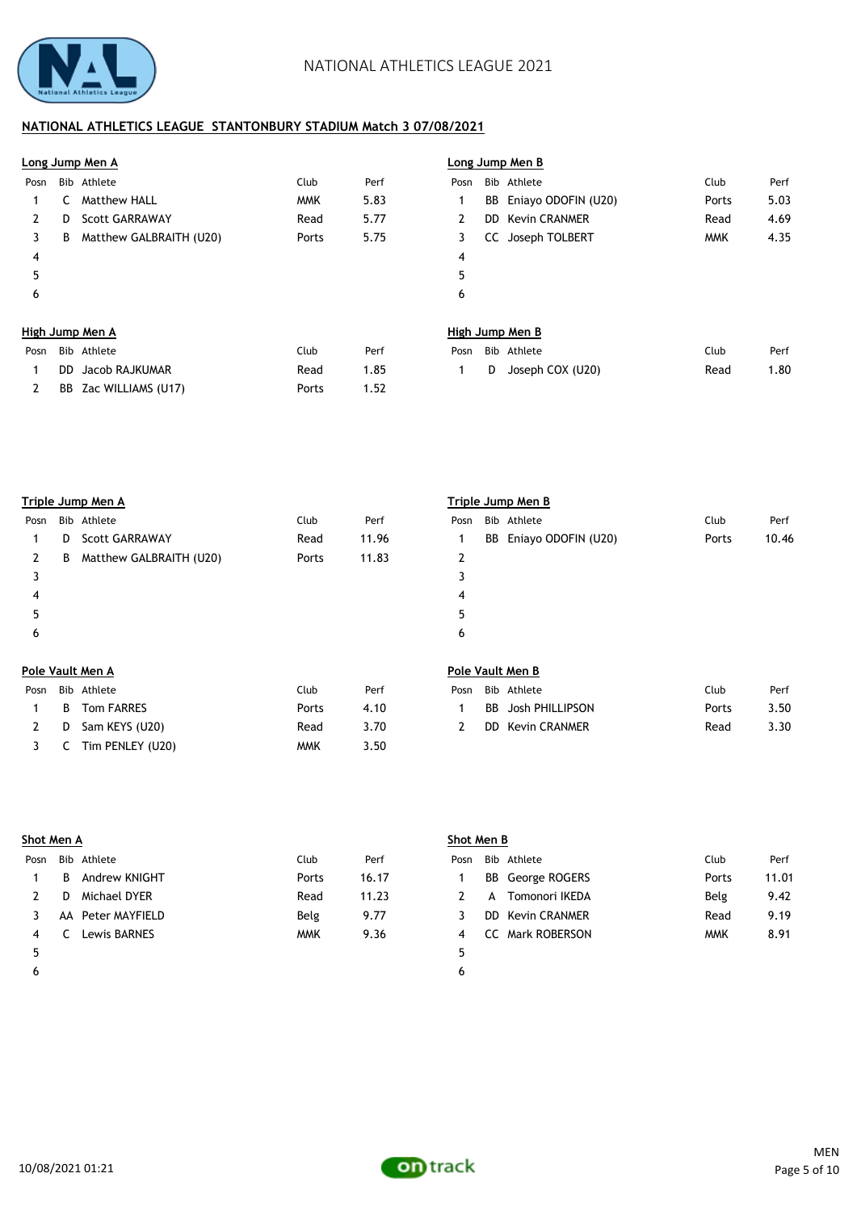## NATIONAL ATHLETICS LEAGUE STANTONBURY STADIUM Match 3 07/08/2021

### Long Jump Men A

| Posn | Bib | Athlete | Club | Perf |
|---|---|---|---|---|
| 1 | C | Matthew HALL | MMK | 5.83 |
| 2 | D | Scott GARRAWAY | Read | 5.77 |
| 3 | B | Matthew GALBRAITH (U20) | Ports | 5.75 |
| 4 | | | | |
| 5 | | | | |
| 6 | | | | |

### Long Jump Men B

| Posn | Bib | Athlete | Club | Perf |
|---|---|---|---|---|
| 1 | BB | Eniayo ODOFIN (U20) | Ports | 5.03 |
| 2 | DD | Kevin CRANMER | Read | 4.69 |
| 3 | CC | Joseph TOLBERT | MMK | 4.35 |
| 4 | | | | |
| 5 | | | | |
| 6 | | | | |

### High Jump Men A

| Posn | Bib | Athlete | Club | Perf |
|---|---|---|---|---|
| 1 | DD | Jacob RAJKUMAR | Read | 1.85 |
| 2 | BB | Zac WILLIAMS (U17) | Ports | 1.52 |

### High Jump Men B

| Posn | Bib | Athlete | Club | Perf |
|---|---|---|---|---|
| 1 | D | Joseph COX (U20) | Read | 1.80 |

### Triple Jump Men A

| Posn | Bib | Athlete | Club | Perf |
|---|---|---|---|---|
| 1 | D | Scott GARRAWAY | Read | 11.96 |
| 2 | B | Matthew GALBRAITH (U20) | Ports | 11.83 |
| 3 | | | | |
| 4 | | | | |
| 5 | | | | |
| 6 | | | | |

### Triple Jump Men B

| Posn | Bib | Athlete | Club | Perf |
|---|---|---|---|---|
| 1 | BB | Eniayo ODOFIN (U20) | Ports | 10.46 |
| 2 | | | | |
| 3 | | | | |
| 4 | | | | |
| 5 | | | | |
| 6 | | | | |

### Pole Vault Men A

| Posn | Bib | Athlete | Club | Perf |
|---|---|---|---|---|
| 1 | B | Tom FARRES | Ports | 4.10 |
| 2 | D | Sam KEYS (U20) | Read | 3.70 |
| 3 | C | Tim PENLEY (U20) | MMK | 3.50 |

### Pole Vault Men B

| Posn | Bib | Athlete | Club | Perf |
|---|---|---|---|---|
| 1 | BB | Josh PHILLIPSON | Ports | 3.50 |
| 2 | DD | Kevin CRANMER | Read | 3.30 |

### Shot Men A

| Posn | Bib | Athlete | Club | Perf |
|---|---|---|---|---|
| 1 | B | Andrew KNIGHT | Ports | 16.17 |
| 2 | D | Michael DYER | Read | 11.23 |
| 3 | AA | Peter MAYFIELD | Belg | 9.77 |
| 4 | C | Lewis BARNES | MMK | 9.36 |
| 5 | | | | |
| 6 | | | | |

### Shot Men B

| Posn | Bib | Athlete | Club | Perf |
|---|---|---|---|---|
| 1 | BB | George ROGERS | Ports | 11.01 |
| 2 | A | Tomonori IKEDA | Belg | 9.42 |
| 3 | DD | Kevin CRANMER | Read | 9.19 |
| 4 | CC | Mark ROBERSON | MMK | 8.91 |
| 5 | | | | |
| 6 | | | | |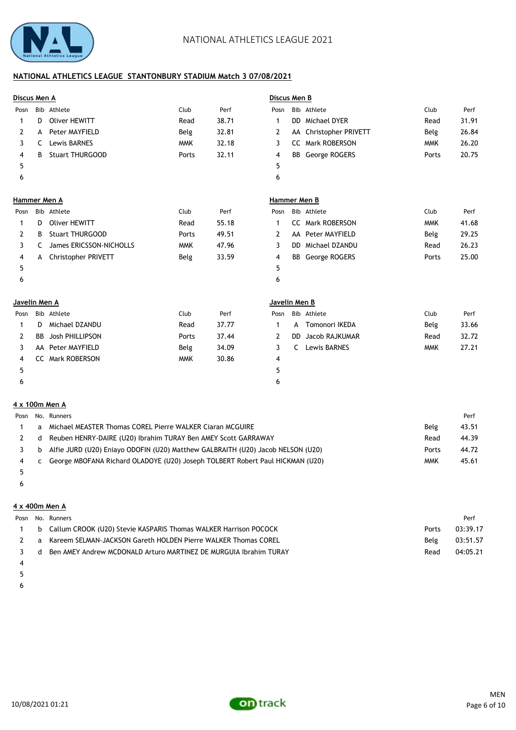## NATIONAL ATHLETICS LEAGUE STANTONBURY STADIUM Match 3 07/08/2021

### Discus Men A

| Posn | Bib | Athlete | Club | Perf |
|---|---|---|---|---|
| 1 | D | Oliver HEWITT | Read | 38.71 |
| 2 | A | Peter MAYFIELD | Belg | 32.81 |
| 3 | C | Lewis BARNES | MMK | 32.18 |
| 4 | B | Stuart THURGOOD | Ports | 32.11 |
| 5 | | | | |
| 6 | | | | |

### Discus Men B

| Posn | Bib | Athlete | Club | Perf |
|---|---|---|---|---|
| 1 | DD | Michael DYER | Read | 31.91 |
| 2 | AA | Christopher PRIVETT | Belg | 26.84 |
| 3 | CC | Mark ROBERSON | MMK | 26.20 |
| 4 | BB | George ROGERS | Ports | 20.75 |
| 5 | | | | |
| 6 | | | | |

### Hammer Men A

| Posn | Bib | Athlete | Club | Perf |
|---|---|---|---|---|
| 1 | D | Oliver HEWITT | Read | 55.18 |
| 2 | B | Stuart THURGOOD | Ports | 49.51 |
| 3 | C | James ERICSSON-NICHOLLS | MMK | 47.96 |
| 4 | A | Christopher PRIVETT | Belg | 33.59 |
| 5 | | | | |
| 6 | | | | |

### Hammer Men B

| Posn | Bib | Athlete | Club | Perf |
|---|---|---|---|---|
| 1 | CC | Mark ROBERSON | MMK | 41.68 |
| 2 | AA | Peter MAYFIELD | Belg | 29.25 |
| 3 | DD | Michael DZANDU | Read | 26.23 |
| 4 | BB | George ROGERS | Ports | 25.00 |
| 5 | | | | |
| 6 | | | | |

### Javelin Men A

| Posn | Bib | Athlete | Club | Perf |
|---|---|---|---|---|
| 1 | D | Michael DZANDU | Read | 37.77 |
| 2 | BB | Josh PHILLIPSON | Ports | 37.44 |
| 3 | AA | Peter MAYFIELD | Belg | 34.09 |
| 4 | CC | Mark ROBERSON | MMK | 30.86 |
| 5 | | | | |
| 6 | | | | |

### Javelin Men B

| Posn | Bib | Athlete | Club | Perf |
|---|---|---|---|---|
| 1 | A | Tomonori IKEDA | Belg | 33.66 |
| 2 | DD | Jacob RAJKUMAR | Read | 32.72 |
| 3 | C | Lewis BARNES | MMK | 27.21 |
| 4 | | | | |
| 5 | | | | |
| 6 | | | | |

### 4 x 100m Men A

| Posn | No. | Runners | | Perf |
|---|---|---|---|---|
| 1 | a | Michael MEASTER Thomas COREL Pierre WALKER Ciaran MCGUIRE | Belg | 43.51 |
| 2 | d | Reuben HENRY-DAIRE (U20) Ibrahim TURAY Ben AMEY Scott GARRAWAY | Read | 44.39 |
| 3 | b | Alfie JURD (U20) Eniayo ODOFIN (U20) Matthew GALBRAITH (U20) Jacob NELSON (U20) | Ports | 44.72 |
| 4 | c | George MBOFANA Richard OLADOYE (U20) Joseph TOLBERT Robert Paul HICKMAN (U20) | MMK | 45.61 |
| 5 | | | | |
| 6 | | | | |

### 4 x 400m Men A

| Posn | No. | Runners | | Perf |
|---|---|---|---|---|
| 1 | b | Callum CROOK (U20) Stevie KASPARIS Thomas WALKER Harrison POCOCK | Ports | 03:39.17 |
| 2 | a | Kareem SELMAN-JACKSON Gareth HOLDEN Pierre WALKER Thomas COREL | Belg | 03:51.57 |
| 3 | d | Ben AMEY Andrew MCDONALD Arturo MARTINEZ DE MURGUIA Ibrahim TURAY | Read | 04:05.21 |
| 4 | | | | |
| 5 | | | | |
| 6 | | | | |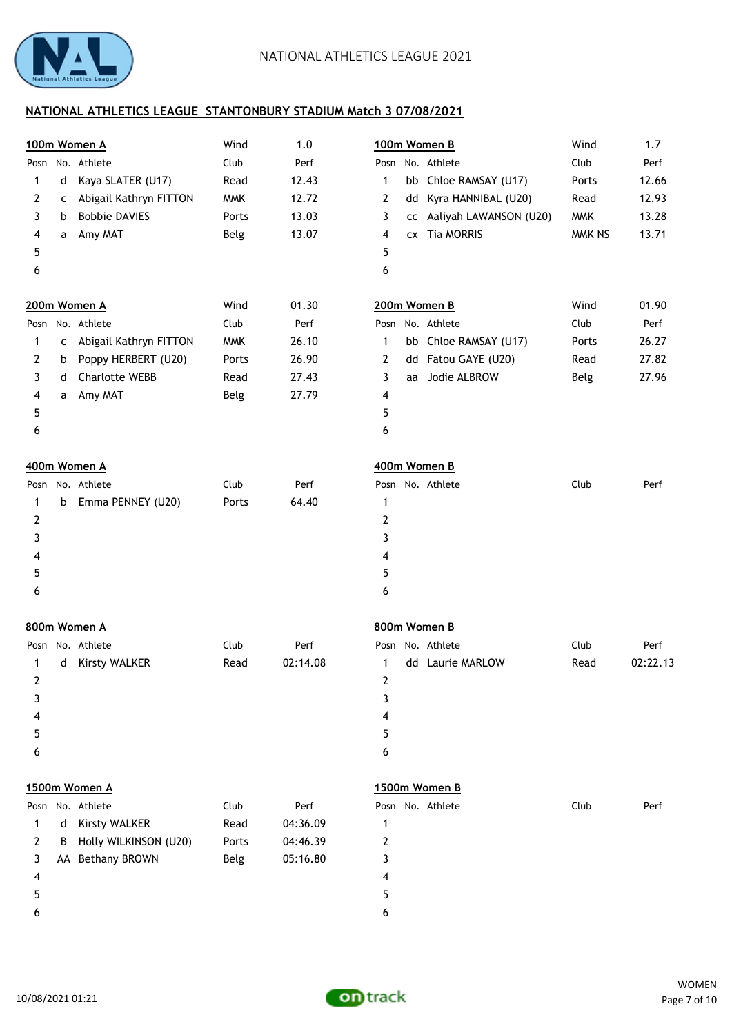## NATIONAL ATHLETICS LEAGUE STANTONBURY STADIUM Match 3 07/08/2021

### 100m Women A

Wind 1.0

| Posn | No. | Athlete | Club | Perf |
|---|---|---|---|---|
| 1 | d | Kaya SLATER (U17) | Read | 12.43 |
| 2 | c | Abigail Kathryn FITTON | MMK | 12.72 |
| 3 | b | Bobbie DAVIES | Ports | 13.03 |
| 4 | a | Amy MAT | Belg | 13.07 |
| 5 | | | | |
| 6 | | | | |

### 100m Women B

Wind 1.7

| Posn | No. | Athlete | Club | Perf |
|---|---|---|---|---|
| 1 | bb | Chloe RAMSAY (U17) | Ports | 12.66 |
| 2 | dd | Kyra HANNIBAL (U20) | Read | 12.93 |
| 3 | cc | Aaliyah LAWANSON (U20) | MMK | 13.28 |
| 4 | cx | Tia MORRIS | MMK NS | 13.71 |
| 5 | | | | |
| 6 | | | | |

### 200m Women A

Wind 01.30

| Posn | No. | Athlete | Club | Perf |
|---|---|---|---|---|
| 1 | c | Abigail Kathryn FITTON | MMK | 26.10 |
| 2 | b | Poppy HERBERT (U20) | Ports | 26.90 |
| 3 | d | Charlotte WEBB | Read | 27.43 |
| 4 | a | Amy MAT | Belg | 27.79 |
| 5 | | | | |
| 6 | | | | |

### 200m Women B

Wind 01.90

| Posn | No. | Athlete | Club | Perf |
|---|---|---|---|---|
| 1 | bb | Chloe RAMSAY (U17) | Ports | 26.27 |
| 2 | dd | Fatou GAYE (U20) | Read | 27.82 |
| 3 | aa | Jodie ALBROW | Belg | 27.96 |
| 4 | | | | |
| 5 | | | | |
| 6 | | | | |

### 400m Women A

| Posn | No. | Athlete | Club | Perf |
|---|---|---|---|---|
| 1 | b | Emma PENNEY (U20) | Ports | 64.40 |
| 2 | | | | |
| 3 | | | | |
| 4 | | | | |
| 5 | | | | |
| 6 | | | | |

### 400m Women B

| Posn | No. | Athlete | Club | Perf |
|---|---|---|---|---|
| 1 | | | | |
| 2 | | | | |
| 3 | | | | |
| 4 | | | | |
| 5 | | | | |
| 6 | | | | |

### 800m Women A

| Posn | No. | Athlete | Club | Perf |
|---|---|---|---|---|
| 1 | d | Kirsty WALKER | Read | 02:14.08 |
| 2 | | | | |
| 3 | | | | |
| 4 | | | | |
| 5 | | | | |
| 6 | | | | |

### 800m Women B

| Posn | No. | Athlete | Club | Perf |
|---|---|---|---|---|
| 1 | dd | Laurie MARLOW | Read | 02:22.13 |
| 2 | | | | |
| 3 | | | | |
| 4 | | | | |
| 5 | | | | |
| 6 | | | | |

### 1500m Women A

| Posn | No. | Athlete | Club | Perf |
|---|---|---|---|---|
| 1 | d | Kirsty WALKER | Read | 04:36.09 |
| 2 | B | Holly WILKINSON (U20) | Ports | 04:46.39 |
| 3 | AA | Bethany BROWN | Belg | 05:16.80 |
| 4 | | | | |
| 5 | | | | |
| 6 | | | | |

### 1500m Women B

| Posn | No. | Athlete | Club | Perf |
|---|---|---|---|---|
| 1 | | | | |
| 2 | | | | |
| 3 | | | | |
| 4 | | | | |
| 5 | | | | |
| 6 | | | | |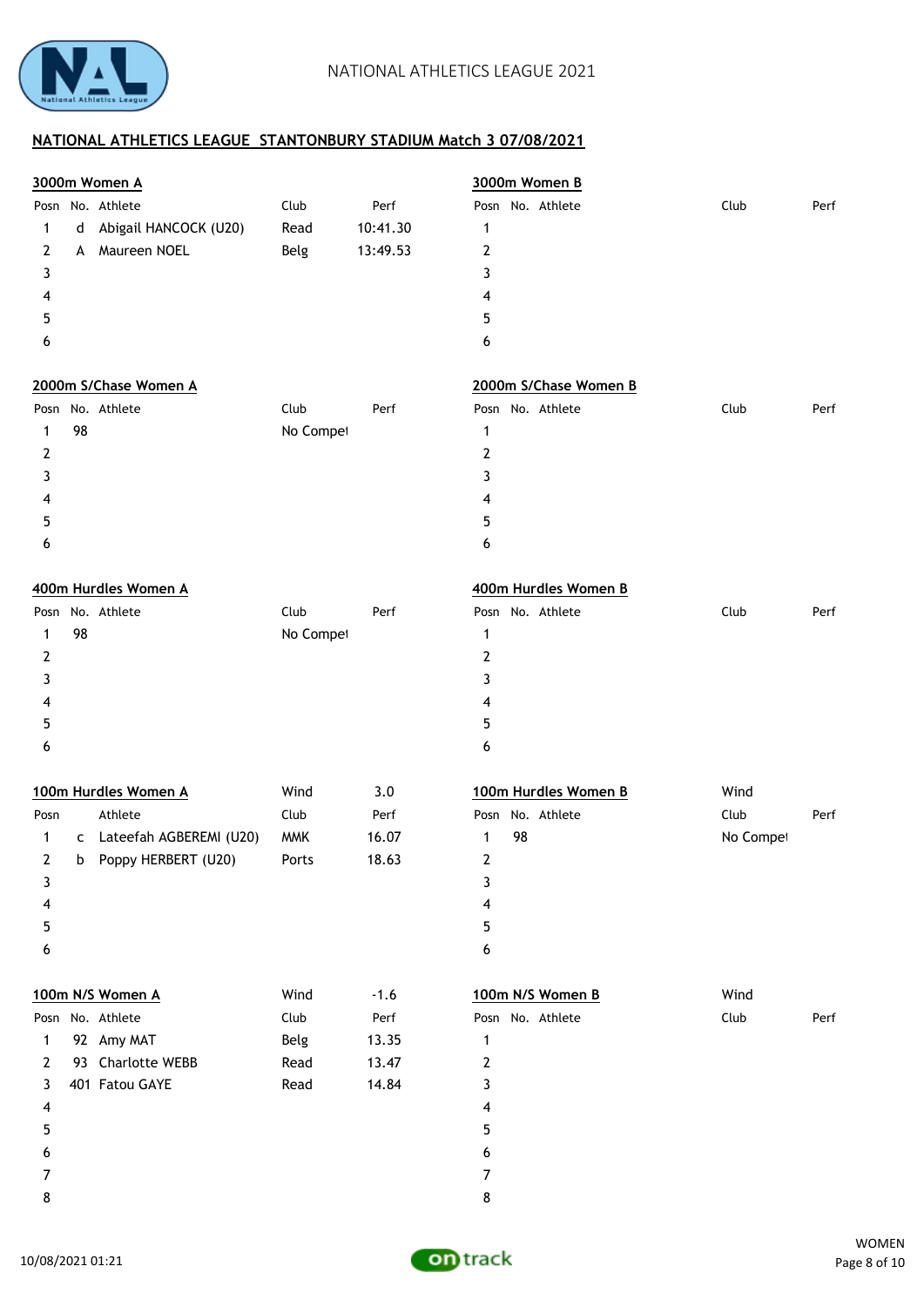## NATIONAL ATHLETICS LEAGUE STANTONBURY STADIUM Match 3 07/08/2021

### 3000m Women A

| Posn | No. | Athlete | Club | Perf |
|---|---|---|---|---|
| 1 | d | Abigail HANCOCK (U20) | Read | 10:41.30 |
| 2 | A | Maureen NOEL | Belg | 13:49.53 |
| 3 | | | | |
| 4 | | | | |
| 5 | | | | |
| 6 | | | | |

### 3000m Women B

| Posn | No. | Athlete | Club | Perf |
|---|---|---|---|---|
| 1 | | | | |
| 2 | | | | |
| 3 | | | | |
| 4 | | | | |
| 5 | | | | |
| 6 | | | | |

### 2000m S/Chase Women A

| Posn | No. | Athlete | Club | Perf |
|---|---|---|---|---|
| 1 | 98 | | No Compet | |
| 2 | | | | |
| 3 | | | | |
| 4 | | | | |
| 5 | | | | |
| 6 | | | | |

### 2000m S/Chase Women B

| Posn | No. | Athlete | Club | Perf |
|---|---|---|---|---|
| 1 | | | | |
| 2 | | | | |
| 3 | | | | |
| 4 | | | | |
| 5 | | | | |
| 6 | | | | |

### 400m Hurdles Women A

| Posn | No. | Athlete | Club | Perf |
|---|---|---|---|---|
| 1 | 98 | | No Compet | |
| 2 | | | | |
| 3 | | | | |
| 4 | | | | |
| 5 | | | | |
| 6 | | | | |

### 400m Hurdles Women B

| Posn | No. | Athlete | Club | Perf |
|---|---|---|---|---|
| 1 | | | | |
| 2 | | | | |
| 3 | | | | |
| 4 | | | | |
| 5 | | | | |
| 6 | | | | |

### 100m Hurdles Women A

Wind 3.0

| Posn | | Athlete | Club | Perf |
|---|---|---|---|---|
| 1 | c | Lateefah AGBEREMI (U20) | MMK | 16.07 |
| 2 | b | Poppy HERBERT (U20) | Ports | 18.63 |
| 3 | | | | |
| 4 | | | | |
| 5 | | | | |
| 6 | | | | |

### 100m Hurdles Women B

Wind

| Posn | No. | Athlete | Club | Perf |
|---|---|---|---|---|
| 1 | 98 | | No Compet | |
| 2 | | | | |
| 3 | | | | |
| 4 | | | | |
| 5 | | | | |
| 6 | | | | |

### 100m N/S Women A

Wind -1.6

| Posn | No. | Athlete | Club | Perf |
|---|---|---|---|---|
| 1 | 92 | Amy MAT | Belg | 13.35 |
| 2 | 93 | Charlotte WEBB | Read | 13.47 |
| 3 | 401 | Fatou GAYE | Read | 14.84 |
| 4 | | | | |
| 5 | | | | |
| 6 | | | | |
| 7 | | | | |
| 8 | | | | |

### 100m N/S Women B

Wind

| Posn | No. | Athlete | Club | Perf |
|---|---|---|---|---|
| 1 | | | | |
| 2 | | | | |
| 3 | | | | |
| 4 | | | | |
| 5 | | | | |
| 6 | | | | |
| 7 | | | | |
| 8 | | | | |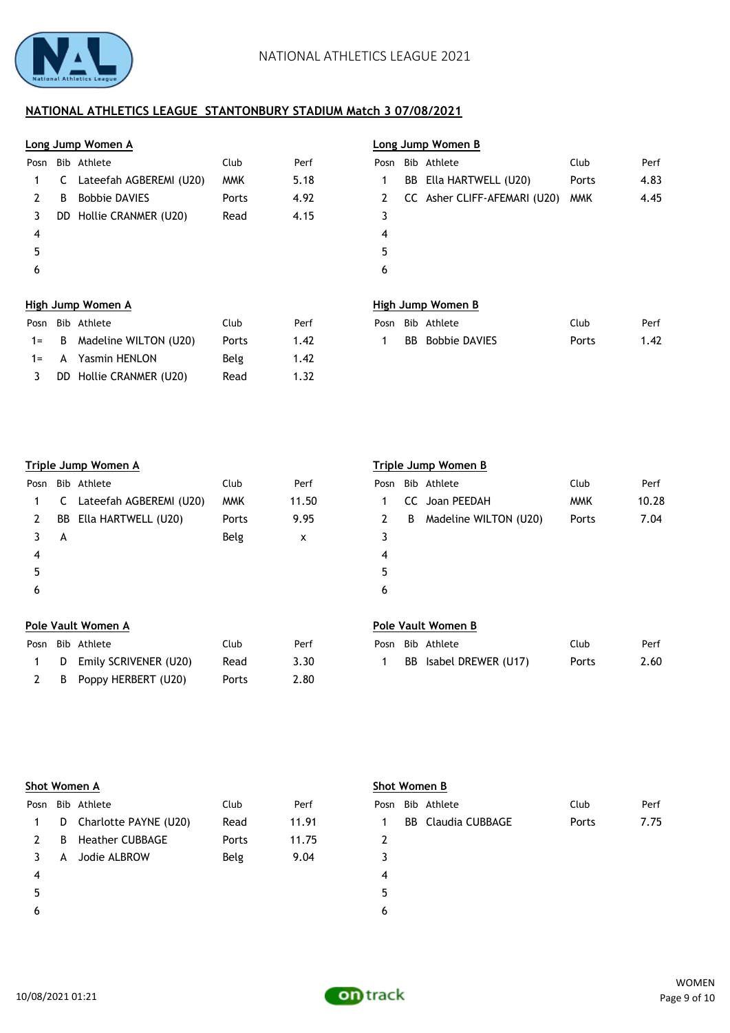NATIONAL ATHLETICS LEAGUE 2021

## NATIONAL ATHLETICS LEAGUE STANTONBURY STADIUM Match 3 07/08/2021

### Long Jump Women A

| Posn | Bib | Athlete | Club | Perf |
|---|---|---|---|---|
| 1 | C | Lateefah AGBEREMI (U20) | MMK | 5.18 |
| 2 | B | Bobbie DAVIES | Ports | 4.92 |
| 3 | DD | Hollie CRANMER (U20) | Read | 4.15 |
| 4 | | | | |
| 5 | | | | |
| 6 | | | | |

### Long Jump Women B

| Posn | Bib | Athlete | Club | Perf |
|---|---|---|---|---|
| 1 | BB | Ella HARTWELL (U20) | Ports | 4.83 |
| 2 | CC | Asher CLIFF-AFEMARI (U20) | MMK | 4.45 |
| 3 | | | | |
| 4 | | | | |
| 5 | | | | |
| 6 | | | | |

### High Jump Women A

| Posn | Bib | Athlete | Club | Perf |
|---|---|---|---|---|
| 1= | B | Madeline WILTON (U20) | Ports | 1.42 |
| 1= | A | Yasmin HENLON | Belg | 1.42 |
| 3 | DD | Hollie CRANMER (U20) | Read | 1.32 |

### High Jump Women B

| Posn | Bib | Athlete | Club | Perf |
|---|---|---|---|---|
| 1 | BB | Bobbie DAVIES | Ports | 1.42 |

### Triple Jump Women A

| Posn | Bib | Athlete | Club | Perf |
|---|---|---|---|---|
| 1 | C | Lateefah AGBEREMI (U20) | MMK | 11.50 |
| 2 | BB | Ella HARTWELL (U20) | Ports | 9.95 |
| 3 | A | | Belg | x |
| 4 | | | | |
| 5 | | | | |
| 6 | | | | |

### Triple Jump Women B

| Posn | Bib | Athlete | Club | Perf |
|---|---|---|---|---|
| 1 | CC | Joan PEEDAH | MMK | 10.28 |
| 2 | B | Madeline WILTON (U20) | Ports | 7.04 |
| 3 | | | | |
| 4 | | | | |
| 5 | | | | |
| 6 | | | | |

### Pole Vault Women A

| Posn | Bib | Athlete | Club | Perf |
|---|---|---|---|---|
| 1 | D | Emily SCRIVENER (U20) | Read | 3.30 |
| 2 | B | Poppy HERBERT (U20) | Ports | 2.80 |

### Pole Vault Women B

| Posn | Bib | Athlete | Club | Perf |
|---|---|---|---|---|
| 1 | BB | Isabel DREWER (U17) | Ports | 2.60 |

### Shot Women A

| Posn | Bib | Athlete | Club | Perf |
|---|---|---|---|---|
| 1 | D | Charlotte PAYNE (U20) | Read | 11.91 |
| 2 | B | Heather CUBBAGE | Ports | 11.75 |
| 3 | A | Jodie ALBROW | Belg | 9.04 |
| 4 | | | | |
| 5 | | | | |
| 6 | | | | |

### Shot Women B

| Posn | Bib | Athlete | Club | Perf |
|---|---|---|---|---|
| 1 | BB | Claudia CUBBAGE | Ports | 7.75 |
| 2 | | | | |
| 3 | | | | |
| 4 | | | | |
| 5 | | | | |
| 6 | | | | |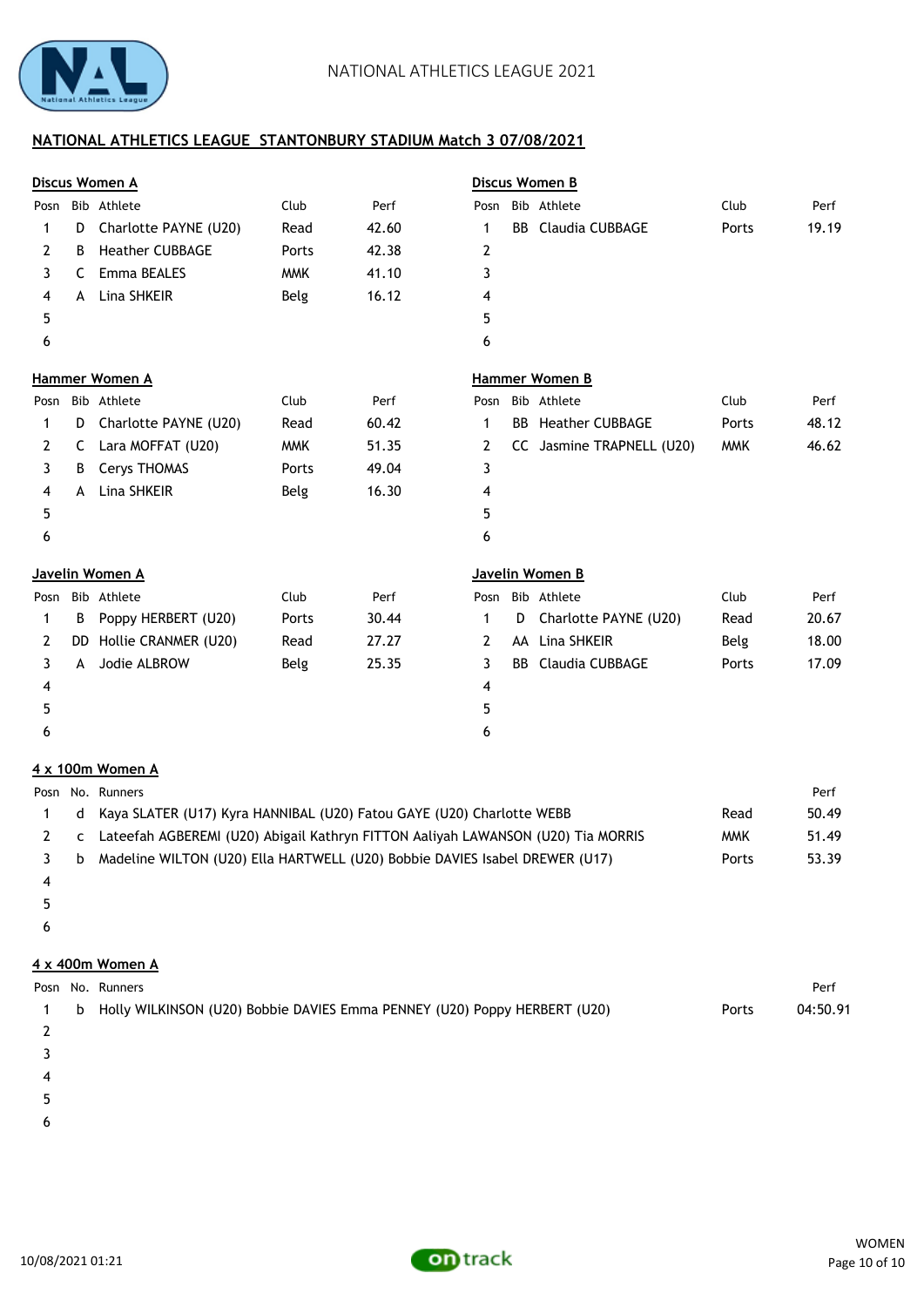## NATIONAL ATHLETICS LEAGUE STANTONBURY STADIUM Match 3 07/08/2021

### Discus Women A

| Posn | Bib | Athlete | Club | Perf |
|---|---|---|---|---|
| 1 | D | Charlotte PAYNE (U20) | Read | 42.60 |
| 2 | B | Heather CUBBAGE | Ports | 42.38 |
| 3 | C | Emma BEALES | MMK | 41.10 |
| 4 | A | Lina SHKEIR | Belg | 16.12 |
| 5 | | | | |
| 6 | | | | |

### Discus Women B

| Posn | Bib | Athlete | Club | Perf |
|---|---|---|---|---|
| 1 | BB | Claudia CUBBAGE | Ports | 19.19 |
| 2 | | | | |
| 3 | | | | |
| 4 | | | | |
| 5 | | | | |
| 6 | | | | |

### Hammer Women A

| Posn | Bib | Athlete | Club | Perf |
|---|---|---|---|---|
| 1 | D | Charlotte PAYNE (U20) | Read | 60.42 |
| 2 | C | Lara MOFFAT (U20) | MMK | 51.35 |
| 3 | B | Cerys THOMAS | Ports | 49.04 |
| 4 | A | Lina SHKEIR | Belg | 16.30 |
| 5 | | | | |
| 6 | | | | |

### Hammer Women B

| Posn | Bib | Athlete | Club | Perf |
|---|---|---|---|---|
| 1 | BB | Heather CUBBAGE | Ports | 48.12 |
| 2 | CC | Jasmine TRAPNELL (U20) | MMK | 46.62 |
| 3 | | | | |
| 4 | | | | |
| 5 | | | | |
| 6 | | | | |

### Javelin Women A

| Posn | Bib | Athlete | Club | Perf |
|---|---|---|---|---|
| 1 | B | Poppy HERBERT (U20) | Ports | 30.44 |
| 2 | DD | Hollie CRANMER (U20) | Read | 27.27 |
| 3 | A | Jodie ALBROW | Belg | 25.35 |
| 4 | | | | |
| 5 | | | | |
| 6 | | | | |

### Javelin Women B

| Posn | Bib | Athlete | Club | Perf |
|---|---|---|---|---|
| 1 | D | Charlotte PAYNE (U20) | Read | 20.67 |
| 2 | AA | Lina SHKEIR | Belg | 18.00 |
| 3 | BB | Claudia CUBBAGE | Ports | 17.09 |
| 4 | | | | |
| 5 | | | | |
| 6 | | | | |

### 4 x 100m Women A

| Posn | No. | Runners | | Perf |
|---|---|---|---|---|
| 1 | d | Kaya SLATER (U17) Kyra HANNIBAL (U20) Fatou GAYE (U20) Charlotte WEBB | Read | 50.49 |
| 2 | c | Lateefah AGBEREMI (U20) Abigail Kathryn FITTON Aaliyah LAWANSON (U20) Tia MORRIS | MMK | 51.49 |
| 3 | b | Madeline WILTON (U20) Ella HARTWELL (U20) Bobbie DAVIES Isabel DREWER (U17) | Ports | 53.39 |
| 4 | | | | |
| 5 | | | | |
| 6 | | | | |

### 4 x 400m Women A

| Posn | No. | Runners | | Perf |
|---|---|---|---|---|
| 1 | b | Holly WILKINSON (U20) Bobbie DAVIES Emma PENNEY (U20) Poppy HERBERT (U20) | Ports | 04:50.91 |
| 2 | | | | |
| 3 | | | | |
| 4 | | | | |
| 5 | | | | |
| 6 | | | | |